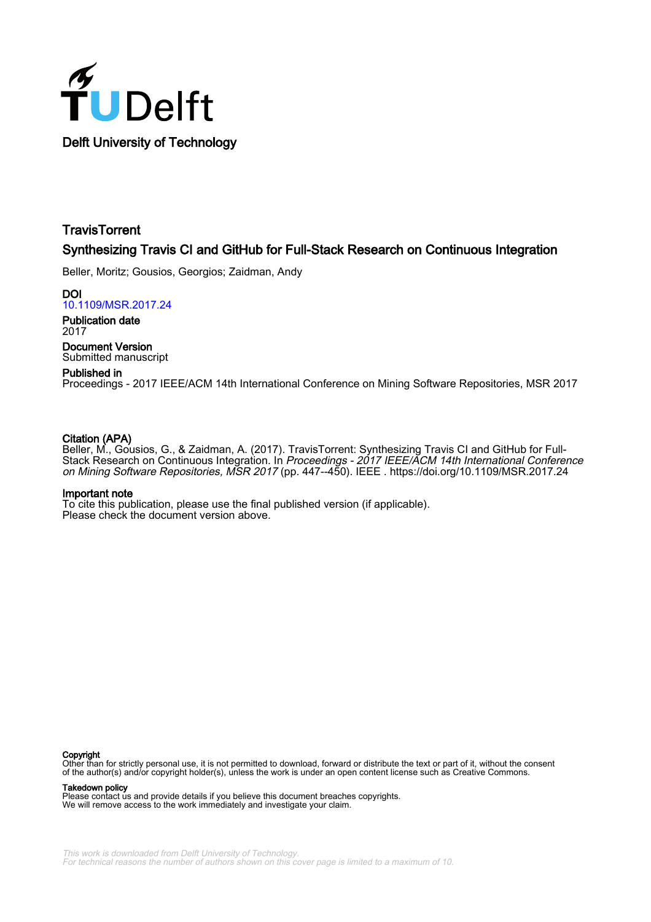Delft University of Technology

# TravisTorrent

## Synthesizing Travis CI and GitHub for Full-Stack Research on Continuous Integration

Beller, Moritz; Gousios, Georgios; Zaidman, Andy

**DOI**
10.1109/MSR.2017.24

**Publication date**
2017

**Document Version**
Submitted manuscript

**Published in**
Proceedings - 2017 IEEE/ACM 14th International Conference on Mining Software Repositories, MSR 2017

**Citation (APA)**
Beller, M., Gousios, G., & Zaidman, A. (2017). TravisTorrent: Synthesizing Travis CI and GitHub for Full-Stack Research on Continuous Integration. In *Proceedings - 2017 IEEE/ACM 14th International Conference on Mining Software Repositories, MSR 2017* (pp. 447--450). IEEE . https://doi.org/10.1109/MSR.2017.24

**Important note**
To cite this publication, please use the final published version (if applicable).
Please check the document version above.

**Copyright**
Other than for strictly personal use, it is not permitted to download, forward or distribute the text or part of it, without the consent of the author(s) and/or copyright holder(s), unless the work is under an open content license such as Creative Commons.

**Takedown policy**
Please contact us and provide details if you believe this document breaches copyrights.
We will remove access to the work immediately and investigate your claim.

*This work is downloaded from Delft University of Technology.*
*For technical reasons the number of authors shown on this cover page is limited to a maximum of 10.*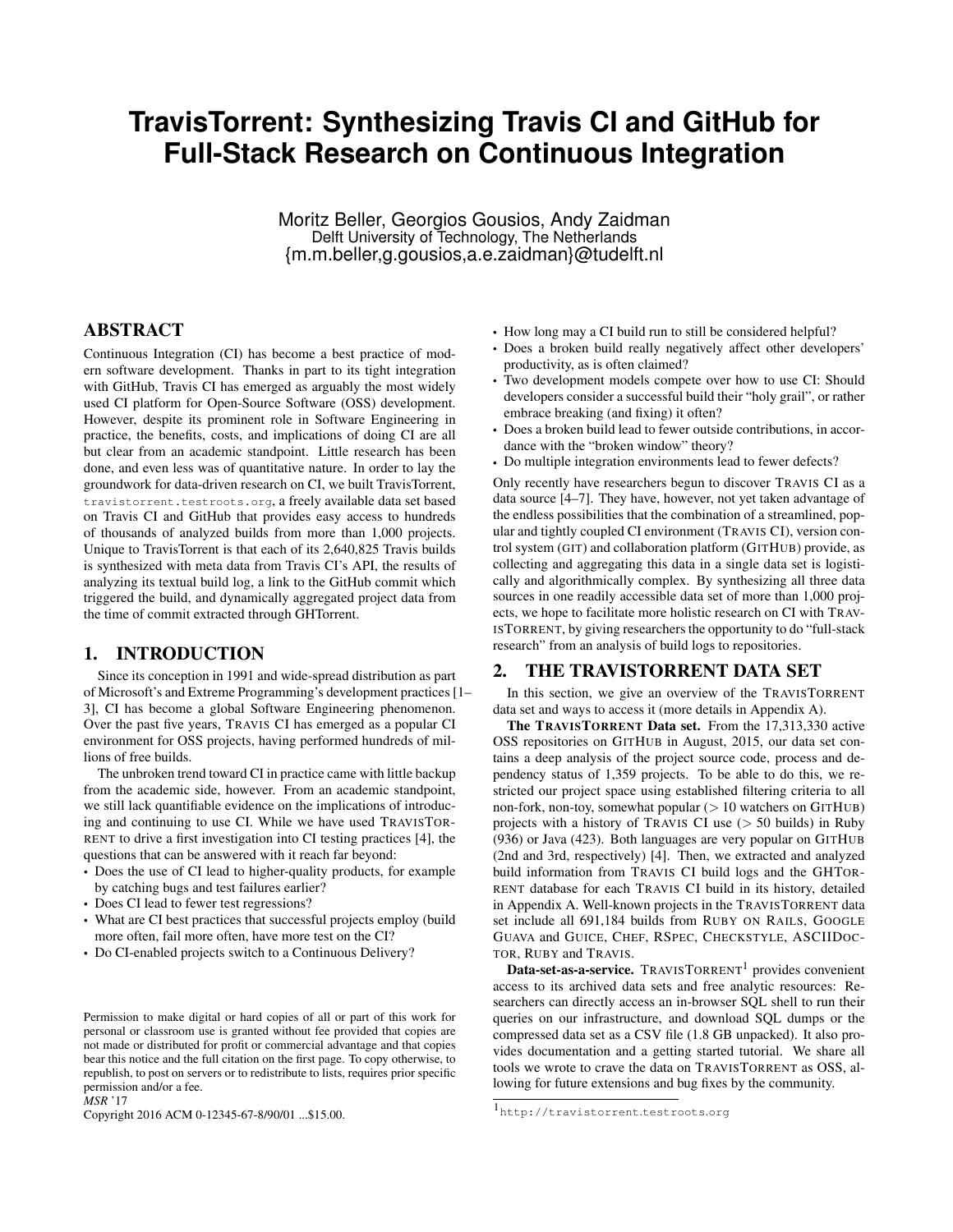# TravisTorrent: Synthesizing Travis CI and GitHub for Full-Stack Research on Continuous Integration

Moritz Beller, Georgios Gousios, Andy Zaidman
Delft University of Technology, The Netherlands
{m.m.beller,g.gousios,a.e.zaidman}@tudelft.nl

## ABSTRACT

Continuous Integration (CI) has become a best practice of modern software development. Thanks in part to its tight integration with GitHub, Travis CI has emerged as arguably the most widely used CI platform for Open-Source Software (OSS) development. However, despite its prominent role in Software Engineering in practice, the benefits, costs, and implications of doing CI are all but clear from an academic standpoint. Little research has been done, and even less was of quantitative nature. In order to lay the groundwork for data-driven research on CI, we built TravisTorrent, travistorrent.testroots.org, a freely available data set based on Travis CI and GitHub that provides easy access to hundreds of thousands of analyzed builds from more than 1,000 projects. Unique to TravisTorrent is that each of its 2,640,825 Travis builds is synthesized with meta data from Travis CI's API, the results of analyzing its textual build log, a link to the GitHub commit which triggered the build, and dynamically aggregated project data from the time of commit extracted through GHTorrent.

## 1. INTRODUCTION

Since its conception in 1991 and wide-spread distribution as part of Microsoft's and Extreme Programming's development practices [1–3], CI has become a global Software Engineering phenomenon. Over the past five years, TRAVIS CI has emerged as a popular CI environment for OSS projects, having performed hundreds of millions of free builds.

The unbroken trend toward CI in practice came with little backup from the academic side, however. From an academic standpoint, we still lack quantifiable evidence on the implications of introducing and continuing to use CI. While we have used TRAVISTORRENT to drive a first investigation into CI testing practices [4], the questions that can be answered with it reach far beyond:

- Does the use of CI lead to higher-quality products, for example by catching bugs and test failures earlier?
- Does CI lead to fewer test regressions?
- What are CI best practices that successful projects employ (build more often, fail more often, have more test on the CI?
- Do CI-enabled projects switch to a Continuous Delivery?
- How long may a CI build run to still be considered helpful?
- Does a broken build really negatively affect other developers' productivity, as is often claimed?
- Two development models compete over how to use CI: Should developers consider a successful build their "holy grail", or rather embrace breaking (and fixing) it often?
- Does a broken build lead to fewer outside contributions, in accordance with the "broken window" theory?
- Do multiple integration environments lead to fewer defects?

Only recently have researchers begun to discover TRAVIS CI as a data source [4–7]. They have, however, not yet taken advantage of the endless possibilities that the combination of a streamlined, popular and tightly coupled CI environment (TRAVIS CI), version control system (GIT) and collaboration platform (GITHUB) provide, as collecting and aggregating this data in a single data set is logistically and algorithmically complex. By synthesizing all three data sources in one readily accessible data set of more than 1,000 projects, we hope to facilitate more holistic research on CI with TRAVISTORRENT, by giving researchers the opportunity to do "full-stack research" from an analysis of build logs to repositories.

Permission to make digital or hard copies of all or part of this work for personal or classroom use is granted without fee provided that copies are not made or distributed for profit or commercial advantage and that copies bear this notice and the full citation on the first page. To copy otherwise, to republish, to post on servers or to redistribute to lists, requires prior specific permission and/or a fee.
*MSR* '17
Copyright 2016 ACM 0-12345-67-8/90/01 ...$15.00.

## 2. THE TRAVISTORRENT DATA SET

In this section, we give an overview of the TRAVISTORRENT data set and ways to access it (more details in Appendix A).

**The TRAVISTORRENT Data set.** From the 17,313,330 active OSS repositories on GITHUB in August, 2015, our data set contains a deep analysis of the project source code, process and dependency status of 1,359 projects. To be able to do this, we restricted our project space using established filtering criteria to all non-fork, non-toy, somewhat popular ($>$ 10 watchers on GITHUB) projects with a history of TRAVIS CI use ($>$ 50 builds) in Ruby (936) or Java (423). Both languages are very popular on GITHUB (2nd and 3rd, respectively) [4]. Then, we extracted and analyzed build information from TRAVIS CI build logs and the GHTORRENT database for each TRAVIS CI build in its history, detailed in Appendix A. Well-known projects in the TRAVISTORRENT data set include all 691,184 builds from RUBY ON RAILS, GOOGLE GUAVA and GUICE, CHEF, RSPEC, CHECKSTYLE, ASCIIDOCTOR, RUBY and TRAVIS.

**Data-set-as-a-service.** TRAVISTORRENT[1] provides convenient access to its archived data sets and free analytic resources: Researchers can directly access an in-browser SQL shell to run their queries on our infrastructure, and download SQL dumps or the compressed data set as a CSV file (1.8 GB unpacked). It also provides documentation and a getting started tutorial. We share all tools we wrote to crave the data on TRAVISTORRENT as OSS, allowing for future extensions and bug fixes by the community.

[1] http://travistorrent.testroots.org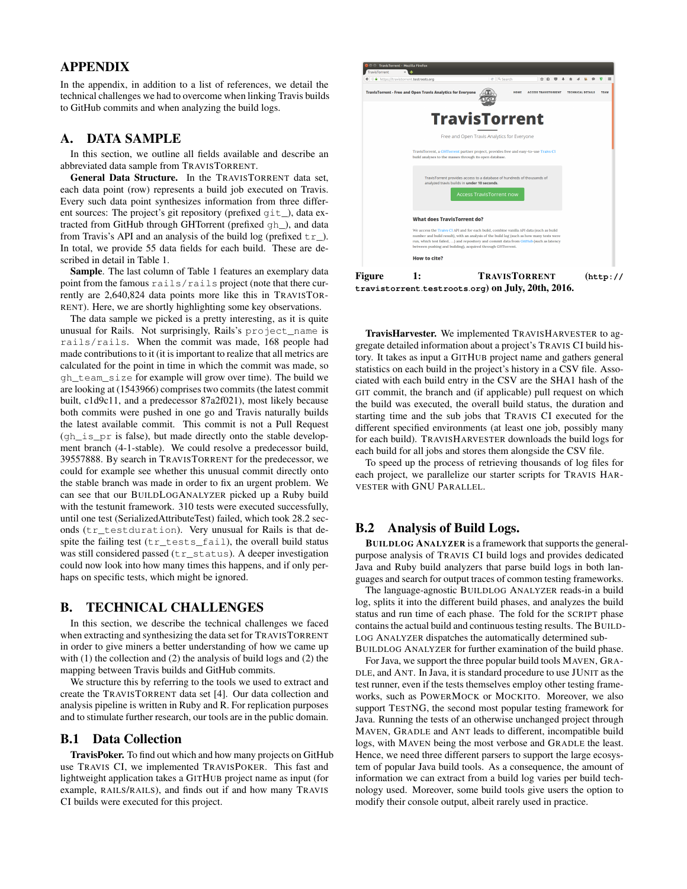# APPENDIX

In the appendix, in addition to a list of references, we detail the technical challenges we had to overcome when linking Travis builds to GitHub commits and when analyzing the build logs.

## A. DATA SAMPLE

In this section, we outline all fields available and describe an abbreviated data sample from TRAVISTORRENT.

**General Data Structure.** In the TRAVISTORRENT data set, each data point (row) represents a build job executed on Travis. Every such data point synthesizes information from three different sources: The project's git repository (prefixed `git_`), data extracted from GitHub through GHTorrent (prefixed `gh_`), and data from Travis's API and an analysis of the build log (prefixed `tr_`). In total, we provide 55 data fields for each build. These are described in detail in Table 1.

**Sample**. The last column of Table 1 features an exemplary data point from the famous `rails/rails` project (note that there currently are 2,640,824 data points more like this in TRAVISTORRENT). Here, we are shortly highlighting some key observations.

The data sample we picked is a pretty interesting, as it is quite unusual for Rails. Not surprisingly, Rails's `project_name` is `rails/rails`. When the commit was made, 168 people had made contributions to it (it is important to realize that all metrics are calculated for the point in time in which the commit was made, so `gh_team_size` for example will grow over time). The build we are looking at (1543966) comprises two commits (the latest commit built, c1d9c11, and a predecessor 87a2f021), most likely because both commits were pushed in one go and Travis naturally builds the latest available commit. This commit is not a Pull Request (`gh_is_pr` is false), but made directly onto the stable development branch (4-1-stable). We could resolve a predecessor build, 39557888. By search in TRAVISTORRENT for the predecessor, we could for example see whether this unusual commit directly onto the stable branch was made in order to fix an urgent problem. We can see that our BUILDLOGANALYZER picked up a Ruby build with the testunit framework. 310 tests were executed successfully, until one test (SerializedAttributeTest) failed, which took 28.2 seconds (`tr_testduration`). Very unusual for Rails is that despite the failing test (`tr_tests_fail`), the overall build status was still considered passed (`tr_status`). A deeper investigation could now look into how many times this happens, and if only perhaps on specific tests, which might be ignored.

## B. TECHNICAL CHALLENGES

In this section, we describe the technical challenges we faced when extracting and synthesizing the data set for TRAVISTORRENT in order to give miners a better understanding of how we came up with (1) the collection and (2) the analysis of build logs and (2) the mapping between Travis builds and GitHub commits.

We structure this by referring to the tools we used to extract and create the TRAVISTORRENT data set [4]. Our data collection and analysis pipeline is written in Ruby and R. For replication purposes and to stimulate further research, our tools are in the public domain.

### B.1 Data Collection

**TravisPoker.** To find out which and how many projects on GitHub use TRAVIS CI, we implemented TRAVISPOKER. This fast and lightweight application takes a GITHUB project name as input (for example, RAILS/RAILS), and finds out if and how many TRAVIS CI builds were executed for this project.

Figure 1: TRAVISTORRENT (`http://travistorrent.testroots.org`) on July, 20th, 2016.

**TravisHarvester.** We implemented TRAVISHARVESTER to aggregate detailed information about a project's TRAVIS CI build history. It takes as input a GITHUB project name and gathers general statistics on each build in the project's history in a CSV file. Associated with each build entry in the CSV are the SHA1 hash of the GIT commit, the branch and (if applicable) pull request on which the build was executed, the overall build status, the duration and starting time and the sub jobs that TRAVIS CI executed for the different specified environments (at least one job, possibly many for each build). TRAVISHARVESTER downloads the build logs for each build for all jobs and stores them alongside the CSV file.

To speed up the process of retrieving thousands of log files for each project, we parallelize our starter scripts for TRAVIS HARVESTER with GNU PARALLEL.

### B.2 Analysis of Build Logs.

**BUILDLOG ANALYZER** is a framework that supports the general-purpose analysis of TRAVIS CI build logs and provides dedicated Java and Ruby build analyzers that parse build logs in both languages and search for output traces of common testing frameworks.

The language-agnostic BUILDLOG ANALYZER reads-in a build log, splits it into the different build phases, and analyzes the build status and run time of each phase. The fold for the SCRIPT phase contains the actual build and continuous testing results. The BUILDLOG ANALYZER dispatches the automatically determined sub-BUILDLOG ANALYZER for further examination of the build phase.

For Java, we support the three popular build tools MAVEN, GRADLE, and ANT. In Java, it is standard procedure to use JUNIT as the test runner, even if the tests themselves employ other testing frameworks, such as POWERMOCK or MOCKITO. Moreover, we also support TESTNG, the second most popular testing framework for Java. Running the tests of an otherwise unchanged project through MAVEN, GRADLE and ANT leads to different, incompatible build logs, with MAVEN being the most verbose and GRADLE the least. Hence, we need three different parsers to support the large ecosystem of popular Java build tools. As a consequence, the amount of information we can extract from a build log varies per build technology used. Moreover, some build tools give users the option to modify their console output, albeit rarely used in practice.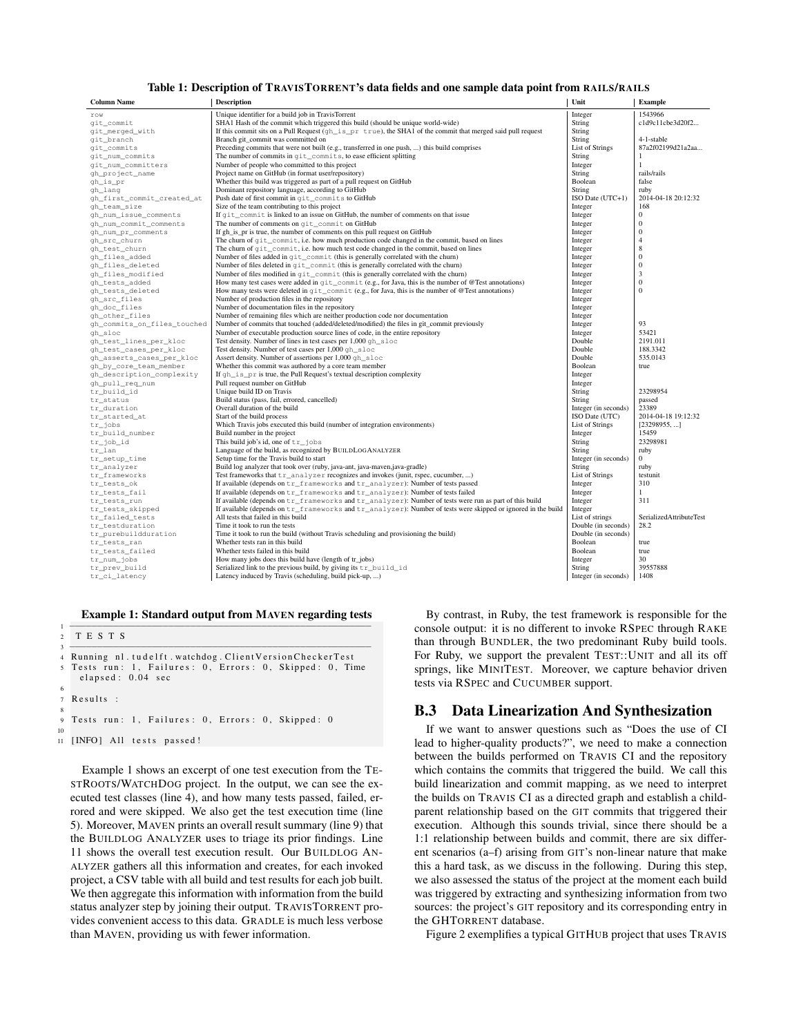**Table 1: Description of TRAVISTORRENT's data fields and one sample data point from RAILS/RAILS**

| Column Name | Description | Unit | Example |
|---|---|---|---|
| row | Unique identifier for a build job in TravisTorrent | Integer | 1543966 |
| git_commit | SHA1 Hash of the commit which triggered this build (should be unique world-wide) | String | c1d9c11cbe3d20f2... |
| git_merged_with | If this commit sits on a Pull Request (gh_is_pr true), the SHA1 of the commit that merged said pull request | String | |
| git_branch | Branch git_commit was committed on | String | 4-1-stable |
| git_commits | Preceding commits that were not built (e.g., transferred in one push, ...) this build comprises | List of Strings | 87a2f02199d21a2aa... |
| git_num_commits | The number of commits in git_commits, to ease efficient splitting | String | 1 |
| git_num_committers | Number of people who committed to this project | Integer | 1 |
| gh_project_name | Project name on GitHub (in format user/repository) | String | rails/rails |
| gh_is_pr | Whether this build was triggered as part of a pull request on GitHub | Boolean | false |
| gh_lang | Dominant repository language, according to GitHub | String | ruby |
| gh_first_commit_created_at | Push date of first commit in git_commits to GitHub | ISO Date (UTC+1) | 2014-04-18 20:12:32 |
| gh_team_size | Size of the team contributing to this project | Integer | 168 |
| gh_num_issue_comments | If git_commit is linked to an issue on GitHub, the number of comments on that issue | Integer | 0 |
| gh_num_commit_comments | The number of comments on git_commit on GitHub | Integer | 0 |
| gh_num_pr_comments | If gh_is_pr is true, the number of comments on this pull request on GitHub | Integer | 0 |
| gh_src_churn | The churn of git_commit, i.e. how much production code changed in the commit, based on lines | Integer | 4 |
| gh_test_churn | The churn of git_commit, i.e. how much test code changed in the commit, based on lines | Integer | 8 |
| gh_files_added | Number of files added in git_commit (this is generally correlated with the churn) | Integer | 0 |
| gh_files_deleted | Number of files deleted in git_commit (this is generally correlated with the churn) | Integer | 0 |
| gh_files_modified | Number of files modified in git_commit (this is generally correlated with the churn) | Integer | 3 |
| gh_tests_added | How many test cases were added in git_commit (e.g., for Java, this is the number of @Test annotations) | Integer | 0 |
| gh_tests_deleted | How many tests were deleted in git_commit (e.g., for Java, this is the number of @Test annotations) | Integer | 0 |
| gh_src_files | Number of production files in the repository | Integer | |
| gh_doc_files | Number of documentation files in the repository | Integer | |
| gh_other_files | Number of remaining files which are neither production code nor documentation | Integer | |
| gh_commits_on_files_touched | Number of commits that touched (added/deleted/modified) the files in git_commit previously | Integer | 93 |
| gh_sloc | Number of executable production source lines of code, in the entire repository | Integer | 53421 |
| gh_test_lines_per_kloc | Test density. Number of lines in test cases per 1,000 gh_sloc | Double | 2191.011 |
| gh_test_cases_per_kloc | Test density. Number of test cases per 1,000 gh_sloc | Double | 188.3342 |
| gh_asserts_cases_per_kloc | Assert density. Number of assertions per 1,000 gh_sloc | Double | 535.0143 |
| gh_by_core_team_member | Whether this commit was authored by a core team member | Boolean | true |
| gh_description_complexity | If gh_is_pr is true, the Pull Request's textual description complexity | Integer | |
| gh_pull_req_num | Pull request number on GitHub | Integer | |
| tr_build_id | Unique build ID on Travis | String | 23298954 |
| tr_status | Build status (pass, fail, errored, cancelled) | String | passed |
| tr_duration | Overall duration of the build | Integer (in seconds) | 23389 |
| tr_started_at | Start of the build process | ISO Date (UTC) | 2014-04-18 19:12:32 |
| tr_jobs | Which Travis jobs executed this build (number of integration environments) | List of Strings | [23298955, ...] |
| tr_build_number | Build number in the project | Integer | 15459 |
| tr_job_id | This build job's id, one of tr_jobs | String | 23298981 |
| tr_lan | Language of the build, as recognized by BUILDLOGANALYZER | String | ruby |
| tr_setup_time | Setup time for the Travis build to start | Integer (in seconds) | 0 |
| tr_analyzer | Build log analyzer that took over (ruby, java-ant, java-maven,java-gradle) | String | ruby |
| tr_frameworks | Test frameworks that tr_analyzer recognizes and invokes (junit, rspec, cucumber, ...) | List of Strings | testunit |
| tr_tests_ok | If available (depends on tr_frameworks and tr_analyzer): Number of tests passed | Integer | 310 |
| tr_tests_fail | If available (depends on tr_frameworks and tr_analyzer): Number of tests failed | Integer | 1 |
| tr_tests_run | If available (depends on tr_frameworks and tr_analyzer): Number of tests were run as part of this build | Integer | 311 |
| tr_tests_skipped | If available (depends on tr_frameworks and tr_analyzer): Number of tests were skipped or ignored in the build | Integer | |
| tr_failed_tests | All tests that failed in this build | List of strings | SerializedAttributeTest |
| tr_testduration | Time it took to run the tests | Double (in seconds) | 28.2 |
| tr_purebuildduration | Time it took to run the build (without Travis scheduling and provisioning the build) | Double (in seconds) | |
| tr_tests_ran | Whether tests ran in this build | Boolean | true |
| tr_tests_failed | Whether tests failed in this build | Boolean | true |
| tr_num_jobs | How many jobs does this build have (length of tr_jobs) | Integer | 30 |
| tr_prev_build | Serialized link to the previous build, by giving its tr_build_id | String | 39557888 |
| tr_ci_latency | Latency induced by Travis (scheduling, build pick-up, ...) | Integer (in seconds) | 1408 |

**Example 1: Standard output from MAVEN regarding tests**

```
1 -------------------------------------------------------
2  T E S T S
3 -------------------------------------------------------
4 Running nl.tudelft.watchdog.ClientVersionCheckerTest
5 Tests run: 1, Failures: 0, Errors: 0, Skipped: 0, Time
    elapsed: 0.04 sec
6
7 Results :
8
9 Tests run: 1, Failures: 0, Errors: 0, Skipped: 0
10
11 [INFO] All tests passed!
```

Example 1 shows an excerpt of one test execution from the TESTROOTS/WATCHDOG project. In the output, we can see the executed test classes (line 4), and how many tests passed, failed, errored and were skipped. We also get the test execution time (line 5). Moreover, MAVEN prints an overall result summary (line 9) that the BUILDLOG ANALYZER uses to triage its prior findings. Line 11 shows the overall test execution result. Our BUILDLOG ANALYZER gathers all this information and creates, for each invoked project, a CSV table with all build and test results for each job built. We then aggregate this information with information from the build status analyzer step by joining their output. TRAVISTORRENT provides convenient access to this data. GRADLE is much less verbose than MAVEN, providing us with fewer information.

By contrast, in Ruby, the test framework is responsible for the console output: it is no different to invoke RSPEC through RAKE than through BUNDLER, the two predominant Ruby build tools. For Ruby, we support the prevalent TEST::UNIT and all its off springs, like MINITEST. Moreover, we capture behavior driven tests via RSPEC and CUCUMBER support.

## B.3 Data Linearization And Synthesization

If we want to answer questions such as "Does the use of CI lead to higher-quality products?", we need to make a connection between the builds performed on TRAVIS CI and the repository which contains the commits that triggered the build. We call this build linearization and commit mapping, as we need to interpret the builds on TRAVIS CI as a directed graph and establish a child-parent relationship based on the GIT commits that triggered their execution. Although this sounds trivial, since there should be a 1:1 relationship between builds and commit, there are six different scenarios (a–f) arising from GIT's non-linear nature that make this a hard task, as we discuss in the following. During this step, we also assessed the status of the project at the moment each build was triggered by extracting and synthesizing information from two sources: the project's GIT repository and its corresponding entry in the GHTORRENT database.

Figure 2 exemplifies a typical GITHUB project that uses TRAVIS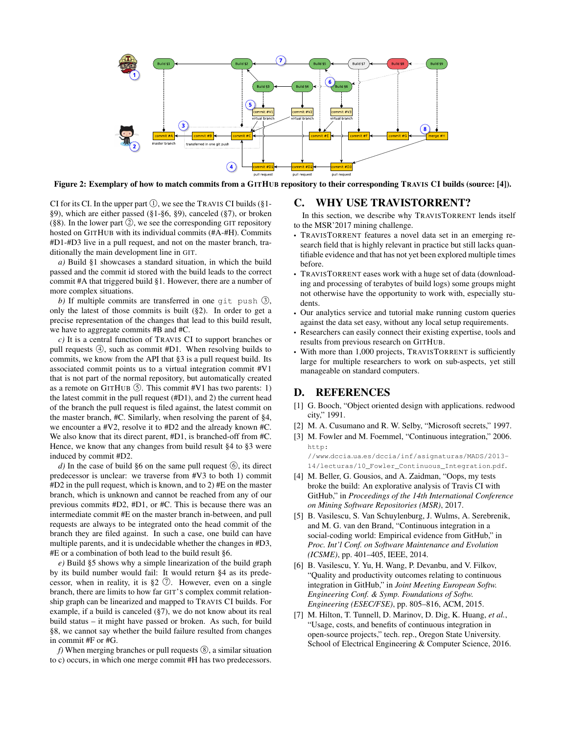Build §1 Build §2 Build §5 Build §7 Build §8 Build §9
Build §3 Build §4 Build §6
commit #V1 virtual branch commit #V2 virtual branch commit #V3 virtual branch
commit #A commit #B commit #C commit #E commit #F commit #G merge #H
master branch transferred in one git push
commit #D1 commit #D2 commit #D3
pull request pull request pull request
1 2 3 4 5 6 7 8

**Figure 2: Exemplary of how to match commits from a GITHUB repository to their corresponding TRAVIS CI builds (source: [4]).**

CI for its CI. In the upper part ①, we see the TRAVIS CI builds (§1-§9), which are either passed (§1-§6, §9), canceled (§7), or broken (§8). In the lower part ②, we see the corresponding GIT repository hosted on GITHUB with its individual commits (#A-#H). Commits #D1-#D3 live in a pull request, and not on the master branch, traditionally the main development line in GIT.

*a)* Build §1 showcases a standard situation, in which the build passed and the commit id stored with the build leads to the correct commit #A that triggered build §1. However, there are a number of more complex situations.

*b)* If multiple commits are transferred in one `git push` ③, only the latest of those commits is built (§2). In order to get a precise representation of the changes that lead to this build result, we have to aggregate commits #B and #C.

*c)* It is a central function of TRAVIS CI to support branches or pull requests ④, such as commit #D1. When resolving builds to commits, we know from the API that §3 is a pull request build. Its associated commit points us to a virtual integration commit #V1 that is not part of the normal repository, but automatically created as a remote on GITHUB ⑤. This commit #V1 has two parents: 1) the latest commit in the pull request (#D1), and 2) the current head of the branch the pull request is filed against, the latest commit on the master branch, #C. Similarly, when resolving the parent of §4, we encounter a #V2, resolve it to #D2 and the already known #C. We also know that its direct parent, #D1, is branched-off from #C. Hence, we know that any changes from build result §4 to §3 were induced by commit #D2.

*d)* In the case of build §6 on the same pull request ⑥, its direct predecessor is unclear: we traverse from #V3 to both 1) commit #D2 in the pull request, which is known, and to 2) #E on the master branch, which is unknown and cannot be reached from any of our previous commits #D2, #D1, or #C. This is because there was an intermediate commit #E on the master branch in-between, and pull requests are always to be integrated onto the head commit of the branch they are filed against. In such a case, one build can have multiple parents, and it is undecidable whether the changes in #D3, #E or a combination of both lead to the build result §6.

*e)* Build §5 shows why a simple linearization of the build graph by its build number would fail: It would return §4 as its predecessor, when in reality, it is §2 ⑦. However, even on a single branch, there are limits to how far GIT'S complex commit relationship graph can be linearized and mapped to TRAVIS CI builds. For example, if a build is canceled (§7), we do not know about its real build status – it might have passed or broken. As such, for build §8, we cannot say whether the build failure resulted from changes in commit #F or #G.

*f)* When merging branches or pull requests ⑧, a similar situation to c) occurs, in which one merge commit #H has two predecessors.

## C. WHY USE TRAVISTORRENT?

In this section, we describe why TRAVISTORRENT lends itself to the MSR'2017 mining challenge.

- TRAVISTORRENT features a novel data set in an emerging research field that is highly relevant in practice but still lacks quantifiable evidence and that has not yet been explored multiple times before.
- TRAVISTORRENT eases work with a huge set of data (downloading and processing of terabytes of build logs) some groups might not otherwise have the opportunity to work with, especially students.
- Our analytics service and tutorial make running custom queries against the data set easy, without any local setup requirements.
- Researchers can easily connect their existing expertise, tools and results from previous research on GITHUB.
- With more than 1,000 projects, TRAVISTORRENT is sufficiently large for multiple researchers to work on sub-aspects, yet still manageable on standard computers.

## D. REFERENCES

[1] G. Booch, "Object oriented design with applications. redwood city," 1991.

[2] M. A. Cusumano and R. W. Selby, "Microsoft secrets," 1997.

[3] M. Fowler and M. Foemmel, "Continuous integration," 2006. http://www.dccia.ua.es/dccia/inf/asignaturas/MADS/2013-14/lecturas/10_Fowler_Continuous_Integration.pdf.

[4] M. Beller, G. Gousios, and A. Zaidman, "Oops, my tests broke the build: An explorative analysis of Travis CI with GitHub," in *Proceedings of the 14th International Conference on Mining Software Repositories (MSR)*, 2017.

[5] B. Vasilescu, S. Van Schuylenburg, J. Wulms, A. Serebrenik, and M. G. van den Brand, "Continuous integration in a social-coding world: Empirical evidence from GitHub," in *Proc. Int'l Conf. on Software Maintenance and Evolution (ICSME)*, pp. 401–405, IEEE, 2014.

[6] B. Vasilescu, Y. Yu, H. Wang, P. Devanbu, and V. Filkov, "Quality and productivity outcomes relating to continuous integration in GitHub," in *Joint Meeting European Softw. Engineering Conf. & Symp. Foundations of Softw. Engineering (ESEC/FSE)*, pp. 805–816, ACM, 2015.

[7] M. Hilton, T. Tunnell, D. Marinov, D. Dig, K. Huang, *et al.*, "Usage, costs, and benefits of continuous integration in open-source projects," tech. rep., Oregon State University. School of Electrical Engineering & Computer Science, 2016.